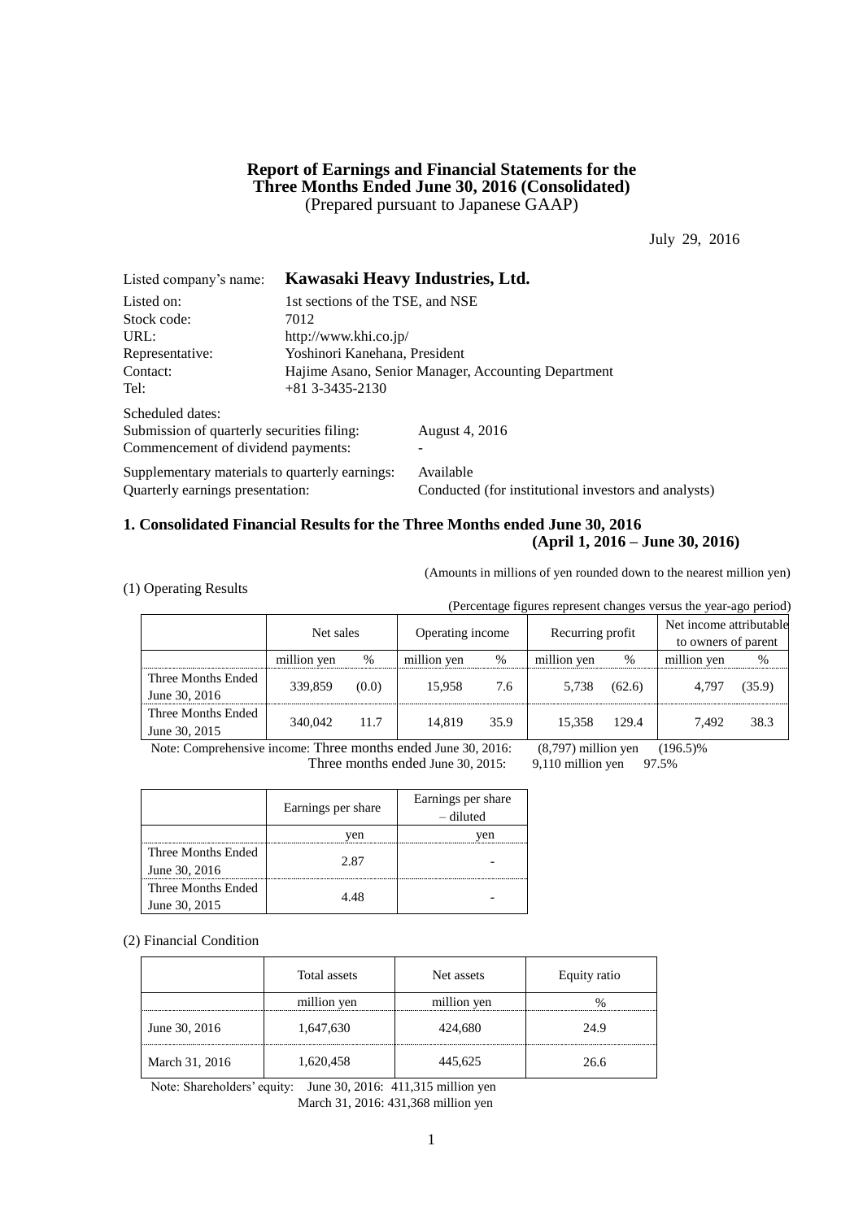# Report of Earnings and Financial Statements for the Three Months Ended June 30, 2016 (Consolidated)

(Prepared pursuant to Japanese GAAP)

July 29, 2016

| | |
|---|---|
| Listed company's name: | **Kawasaki Heavy Industries, Ltd.** |
| Listed on: | 1st sections of the TSE, and NSE |
| Stock code: | 7012 |
| URL: | http://www.khi.co.jp/ |
| Representative: | Yoshinori Kanehana, President |
| Contact: | Hajime Asano, Senior Manager, Accounting Department |
| Tel: | +81 3-3435-2130 |

Scheduled dates:

| | |
|---|---|
| Submission of quarterly securities filing: | August 4, 2016 |
| Commencement of dividend payments: | - |
| Supplementary materials to quarterly earnings: | Available |
| Quarterly earnings presentation: | Conducted (for institutional investors and analysts) |

## 1. Consolidated Financial Results for the Three Months ended June 30, 2016 (April 1, 2016 – June 30, 2016)

(Amounts in millions of yen rounded down to the nearest million yen)

(1) Operating Results

(Percentage figures represent changes versus the year-ago period)

| | Net sales | | Operating income | | Recurring profit | | Net income attributable to owners of parent | |
|---|---|---|---|---|---|---|---|---|
| | million yen | % | million yen | % | million yen | % | million yen | % |
| Three Months Ended June 30, 2016 | 339,859 | (0.0) | 15,958 | 7.6 | 5,738 | (62.6) | 4,797 | (35.9) |
| Three Months Ended June 30, 2015 | 340,042 | 11.7 | 14,819 | 35.9 | 15,358 | 129.4 | 7,492 | 38.3 |

Note: Comprehensive income: Three months ended June 30, 2016: (8,797) million yen (196.5)%
Three months ended June 30, 2015: 9,110 million yen 97.5%

| | Earnings per share | Earnings per share – diluted |
|---|---|---|
| | yen | yen |
| Three Months Ended June 30, 2016 | 2.87 | - |
| Three Months Ended June 30, 2015 | 4.48 | - |

(2) Financial Condition

| | Total assets | Net assets | Equity ratio |
|---|---|---|---|
| | million yen | million yen | % |
| June 30, 2016 | 1,647,630 | 424,680 | 24.9 |
| March 31, 2016 | 1,620,458 | 445,625 | 26.6 |

Note: Shareholders' equity: June 30, 2016: 411,315 million yen
March 31, 2016: 431,368 million yen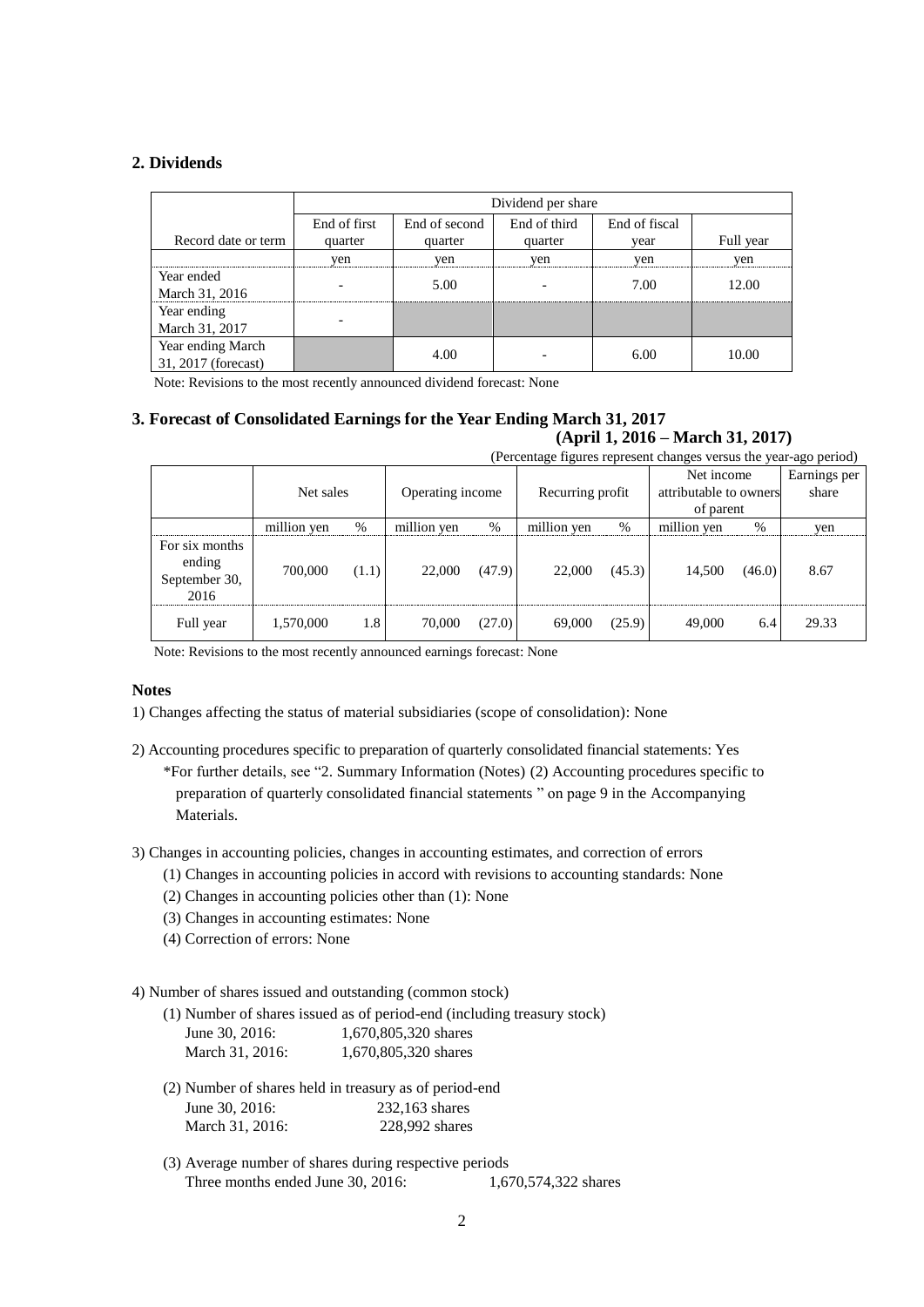## 2. Dividends

| Record date or term | Dividend per share | | | | |
|---|---|---|---|---|---|
| | End of first quarter | End of second quarter | End of third quarter | End of fiscal year | Full year |
| | yen | yen | yen | yen | yen |
| Year ended March 31, 2016 | - | 5.00 | - | 7.00 | 12.00 |
| Year ending March 31, 2017 | - | | | | |
| Year ending March 31, 2017 (forecast) | | 4.00 | - | 6.00 | 10.00 |

Note: Revisions to the most recently announced dividend forecast: None

## 3. Forecast of Consolidated Earnings for the Year Ending March 31, 2017

**(April 1, 2016 – March 31, 2017)**

(Percentage figures represent changes versus the year-ago period)

| | Net sales | | Operating income | | Recurring profit | | Net income attributable to owners of parent | | Earnings per share |
|---|---|---|---|---|---|---|---|---|---|
| | million yen | % | million yen | % | million yen | % | million yen | % | yen |
| For six months ending September 30, 2016 | 700,000 | (1.1) | 22,000 | (47.9) | 22,000 | (45.3) | 14,500 | (46.0) | 8.67 |
| Full year | 1,570,000 | 1.8 | 70,000 | (27.0) | 69,000 | (25.9) | 49,000 | 6.4 | 29.33 |

Note: Revisions to the most recently announced earnings forecast: None

### Notes

1) Changes affecting the status of material subsidiaries (scope of consolidation): None

2) Accounting procedures specific to preparation of quarterly consolidated financial statements: Yes
*For further details, see "2. Summary Information (Notes) (2) Accounting procedures specific to preparation of quarterly consolidated financial statements " on page 9 in the Accompanying Materials.

3) Changes in accounting policies, changes in accounting estimates, and correction of errors
- (1) Changes in accounting policies in accord with revisions to accounting standards: None
- (2) Changes in accounting policies other than (1): None
- (3) Changes in accounting estimates: None
- (4) Correction of errors: None

4) Number of shares issued and outstanding (common stock)

(1) Number of shares issued as of period-end (including treasury stock)
June 30, 2016: 1,670,805,320 shares
March 31, 2016: 1,670,805,320 shares

(2) Number of shares held in treasury as of period-end
June 30, 2016: 232,163 shares
March 31, 2016: 228,992 shares

(3) Average number of shares during respective periods
Three months ended June 30, 2016: 1,670,574,322 shares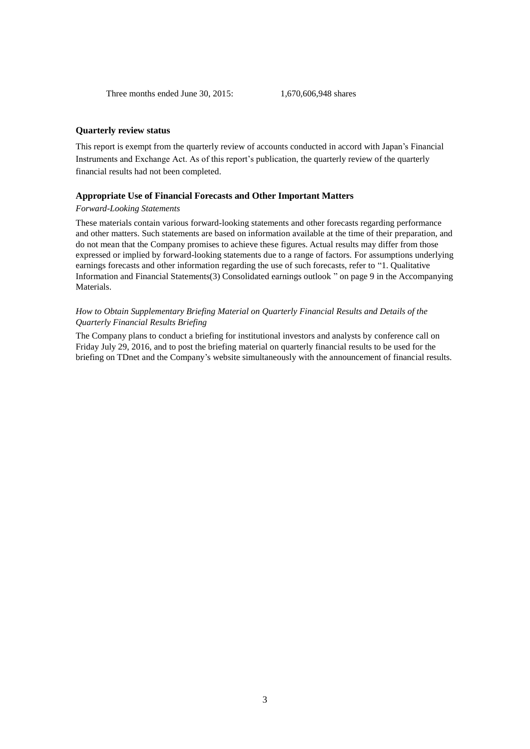Three months ended June 30, 2015: 1,670,606,948 shares

**Quarterly review status**

This report is exempt from the quarterly review of accounts conducted in accord with Japan's Financial Instruments and Exchange Act. As of this report's publication, the quarterly review of the quarterly financial results had not been completed.

**Appropriate Use of Financial Forecasts and Other Important Matters**

*Forward-Looking Statements*

These materials contain various forward-looking statements and other forecasts regarding performance and other matters. Such statements are based on information available at the time of their preparation, and do not mean that the Company promises to achieve these figures. Actual results may differ from those expressed or implied by forward-looking statements due to a range of factors. For assumptions underlying earnings forecasts and other information regarding the use of such forecasts, refer to "1. Qualitative Information and Financial Statements(3) Consolidated earnings outlook " on page 9 in the Accompanying Materials.

*How to Obtain Supplementary Briefing Material on Quarterly Financial Results and Details of the Quarterly Financial Results Briefing*

The Company plans to conduct a briefing for institutional investors and analysts by conference call on Friday July 29, 2016, and to post the briefing material on quarterly financial results to be used for the briefing on TDnet and the Company's website simultaneously with the announcement of financial results.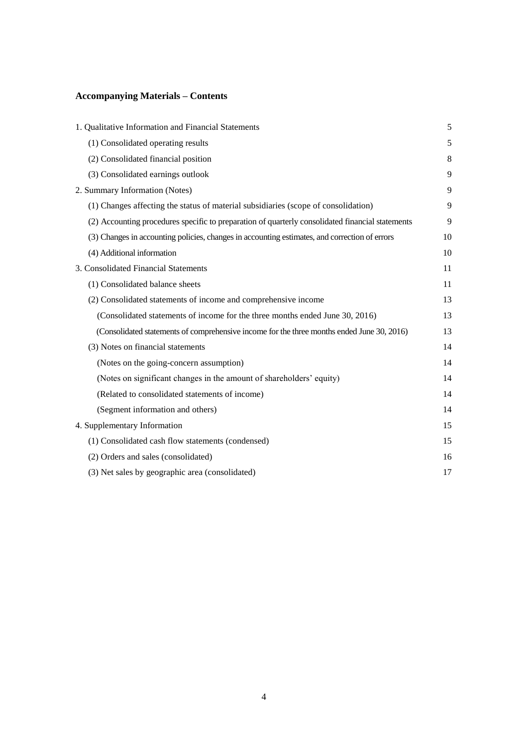## Accompanying Materials – Contents

| | |
|---|---|
| 1. Qualitative Information and Financial Statements | 5 |
| (1) Consolidated operating results | 5 |
| (2) Consolidated financial position | 8 |
| (3) Consolidated earnings outlook | 9 |
| 2. Summary Information (Notes) | 9 |
| (1) Changes affecting the status of material subsidiaries (scope of consolidation) | 9 |
| (2) Accounting procedures specific to preparation of quarterly consolidated financial statements | 9 |
| (3) Changes in accounting policies, changes in accounting estimates, and correction of errors | 10 |
| (4) Additional information | 10 |
| 3. Consolidated Financial Statements | 11 |
| (1) Consolidated balance sheets | 11 |
| (2) Consolidated statements of income and comprehensive income | 13 |
| (Consolidated statements of income for the three months ended June 30, 2016) | 13 |
| (Consolidated statements of comprehensive income for the three months ended June 30, 2016) | 13 |
| (3) Notes on financial statements | 14 |
| (Notes on the going-concern assumption) | 14 |
| (Notes on significant changes in the amount of shareholders' equity) | 14 |
| (Related to consolidated statements of income) | 14 |
| (Segment information and others) | 14 |
| 4. Supplementary Information | 15 |
| (1) Consolidated cash flow statements (condensed) | 15 |
| (2) Orders and sales (consolidated) | 16 |
| (3) Net sales by geographic area (consolidated) | 17 |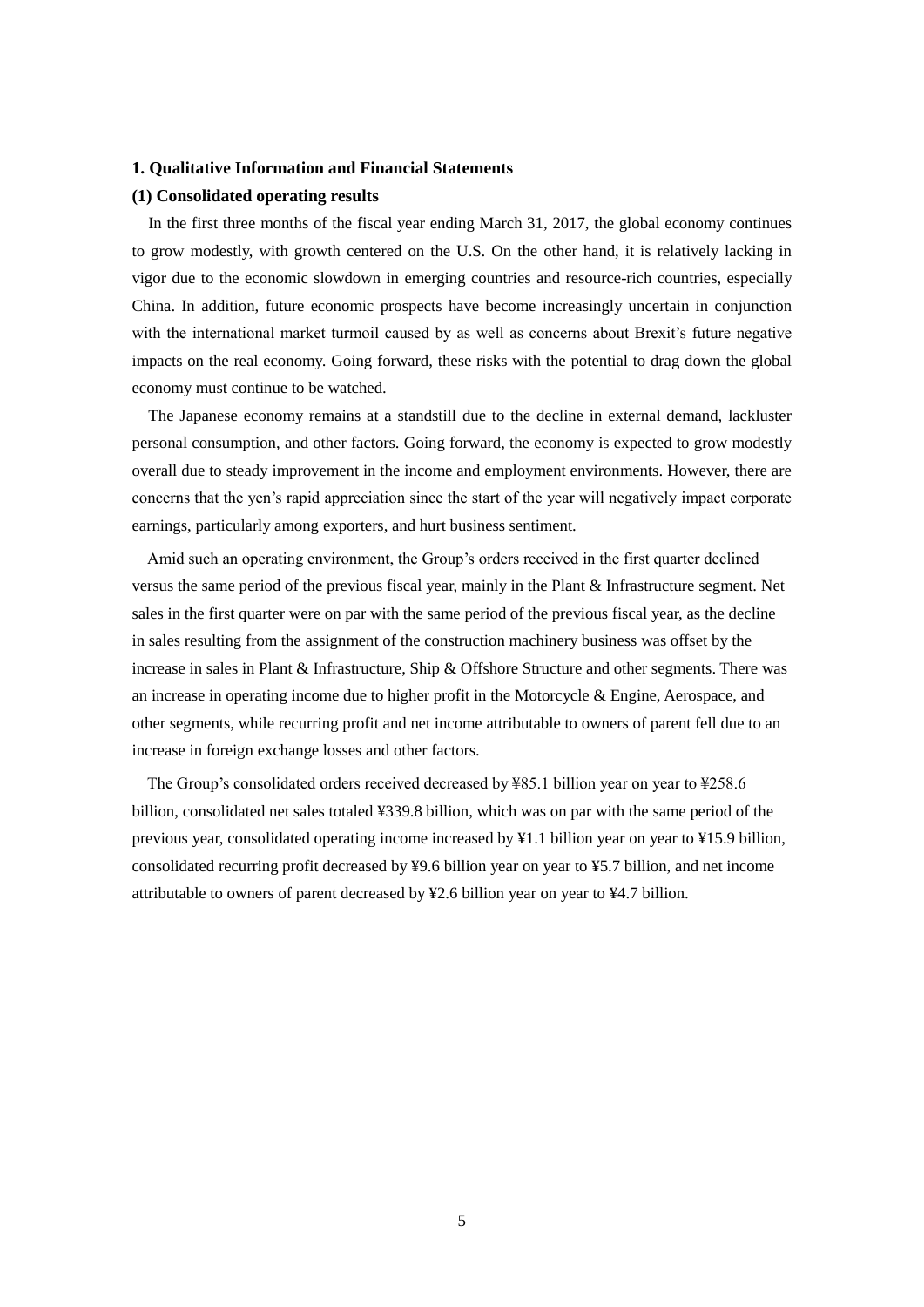**1. Qualitative Information and Financial Statements**

**(1) Consolidated operating results**

In the first three months of the fiscal year ending March 31, 2017, the global economy continues to grow modestly, with growth centered on the U.S. On the other hand, it is relatively lacking in vigor due to the economic slowdown in emerging countries and resource-rich countries, especially China. In addition, future economic prospects have become increasingly uncertain in conjunction with the international market turmoil caused by as well as concerns about Brexit's future negative impacts on the real economy. Going forward, these risks with the potential to drag down the global economy must continue to be watched.

The Japanese economy remains at a standstill due to the decline in external demand, lackluster personal consumption, and other factors. Going forward, the economy is expected to grow modestly overall due to steady improvement in the income and employment environments. However, there are concerns that the yen's rapid appreciation since the start of the year will negatively impact corporate earnings, particularly among exporters, and hurt business sentiment.

Amid such an operating environment, the Group's orders received in the first quarter declined versus the same period of the previous fiscal year, mainly in the Plant & Infrastructure segment. Net sales in the first quarter were on par with the same period of the previous fiscal year, as the decline in sales resulting from the assignment of the construction machinery business was offset by the increase in sales in Plant & Infrastructure, Ship & Offshore Structure and other segments. There was an increase in operating income due to higher profit in the Motorcycle & Engine, Aerospace, and other segments, while recurring profit and net income attributable to owners of parent fell due to an increase in foreign exchange losses and other factors.

The Group's consolidated orders received decreased by ¥85.1 billion year on year to ¥258.6 billion, consolidated net sales totaled ¥339.8 billion, which was on par with the same period of the previous year, consolidated operating income increased by ¥1.1 billion year on year to ¥15.9 billion, consolidated recurring profit decreased by ¥9.6 billion year on year to ¥5.7 billion, and net income attributable to owners of parent decreased by ¥2.6 billion year on year to ¥4.7 billion.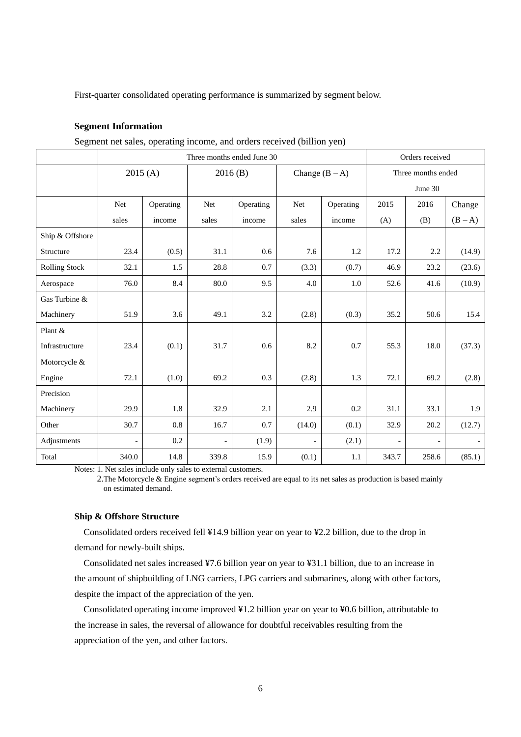First-quarter consolidated operating performance is summarized by segment below.

**Segment Information**

Segment net sales, operating income, and orders received (billion yen)

| | Three months ended June 30 | | | | | | Orders received | | |
|---|---|---|---|---|---|---|---|---|---|
| | 2015 (A) | | 2016 (B) | | Change (B – A) | | Three months ended June 30 | | |
| | Net sales | Operating income | Net sales | Operating income | Net sales | Operating income | 2015 (A) | 2016 (B) | Change (B – A) |
| Ship & Offshore Structure | 23.4 | (0.5) | 31.1 | 0.6 | 7.6 | 1.2 | 17.2 | 2.2 | (14.9) |
| Rolling Stock | 32.1 | 1.5 | 28.8 | 0.7 | (3.3) | (0.7) | 46.9 | 23.2 | (23.6) |
| Aerospace | 76.0 | 8.4 | 80.0 | 9.5 | 4.0 | 1.0 | 52.6 | 41.6 | (10.9) |
| Gas Turbine & Machinery | 51.9 | 3.6 | 49.1 | 3.2 | (2.8) | (0.3) | 35.2 | 50.6 | 15.4 |
| Plant & Infrastructure | 23.4 | (0.1) | 31.7 | 0.6 | 8.2 | 0.7 | 55.3 | 18.0 | (37.3) |
| Motorcycle & Engine | 72.1 | (1.0) | 69.2 | 0.3 | (2.8) | 1.3 | 72.1 | 69.2 | (2.8) |
| Precision Machinery | 29.9 | 1.8 | 32.9 | 2.1 | 2.9 | 0.2 | 31.1 | 33.1 | 1.9 |
| Other | 30.7 | 0.8 | 16.7 | 0.7 | (14.0) | (0.1) | 32.9 | 20.2 | (12.7) |
| Adjustments | - | 0.2 | - | (1.9) | - | (2.1) | - | - | - |
| Total | 340.0 | 14.8 | 339.8 | 15.9 | (0.1) | 1.1 | 343.7 | 258.6 | (85.1) |

Notes: 1. Net sales include only sales to external customers.
2. The Motorcycle & Engine segment's orders received are equal to its net sales as production is based mainly on estimated demand.

**Ship & Offshore Structure**

Consolidated orders received fell ¥14.9 billion year on year to ¥2.2 billion, due to the drop in demand for newly-built ships.

Consolidated net sales increased ¥7.6 billion year on year to ¥31.1 billion, due to an increase in the amount of shipbuilding of LNG carriers, LPG carriers and submarines, along with other factors, despite the impact of the appreciation of the yen.

Consolidated operating income improved ¥1.2 billion year on year to ¥0.6 billion, attributable to the increase in sales, the reversal of allowance for doubtful receivables resulting from the appreciation of the yen, and other factors.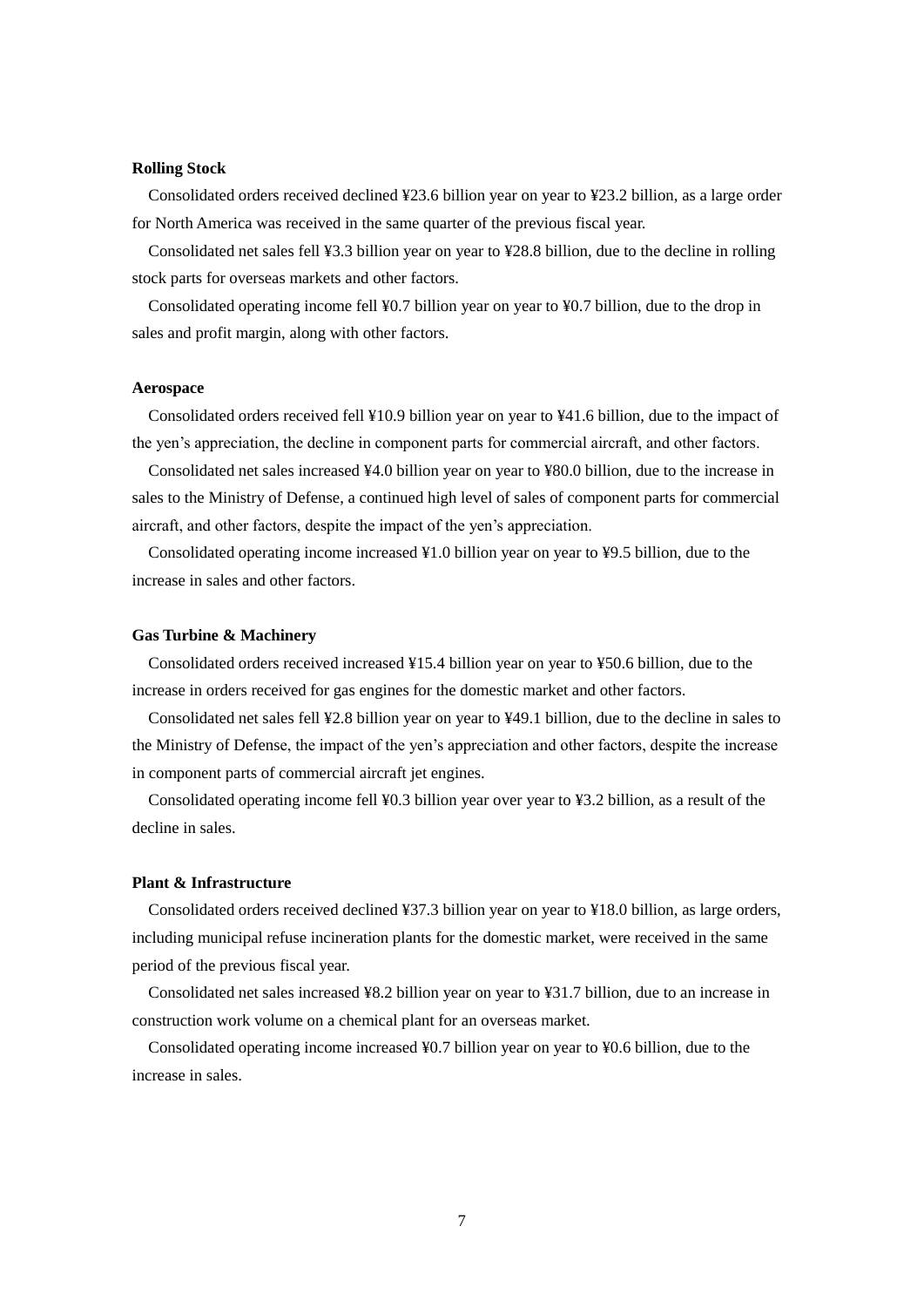**Rolling Stock**

Consolidated orders received declined ¥23.6 billion year on year to ¥23.2 billion, as a large order for North America was received in the same quarter of the previous fiscal year.

Consolidated net sales fell ¥3.3 billion year on year to ¥28.8 billion, due to the decline in rolling stock parts for overseas markets and other factors.

Consolidated operating income fell ¥0.7 billion year on year to ¥0.7 billion, due to the drop in sales and profit margin, along with other factors.

**Aerospace**

Consolidated orders received fell ¥10.9 billion year on year to ¥41.6 billion, due to the impact of the yen’s appreciation, the decline in component parts for commercial aircraft, and other factors.

Consolidated net sales increased ¥4.0 billion year on year to ¥80.0 billion, due to the increase in sales to the Ministry of Defense, a continued high level of sales of component parts for commercial aircraft, and other factors, despite the impact of the yen’s appreciation.

Consolidated operating income increased ¥1.0 billion year on year to ¥9.5 billion, due to the increase in sales and other factors.

**Gas Turbine & Machinery**

Consolidated orders received increased ¥15.4 billion year on year to ¥50.6 billion, due to the increase in orders received for gas engines for the domestic market and other factors.

Consolidated net sales fell ¥2.8 billion year on year to ¥49.1 billion, due to the decline in sales to the Ministry of Defense, the impact of the yen’s appreciation and other factors, despite the increase in component parts of commercial aircraft jet engines.

Consolidated operating income fell ¥0.3 billion year over year to ¥3.2 billion, as a result of the decline in sales.

**Plant & Infrastructure**

Consolidated orders received declined ¥37.3 billion year on year to ¥18.0 billion, as large orders, including municipal refuse incineration plants for the domestic market, were received in the same period of the previous fiscal year.

Consolidated net sales increased ¥8.2 billion year on year to ¥31.7 billion, due to an increase in construction work volume on a chemical plant for an overseas market.

Consolidated operating income increased ¥0.7 billion year on year to ¥0.6 billion, due to the increase in sales.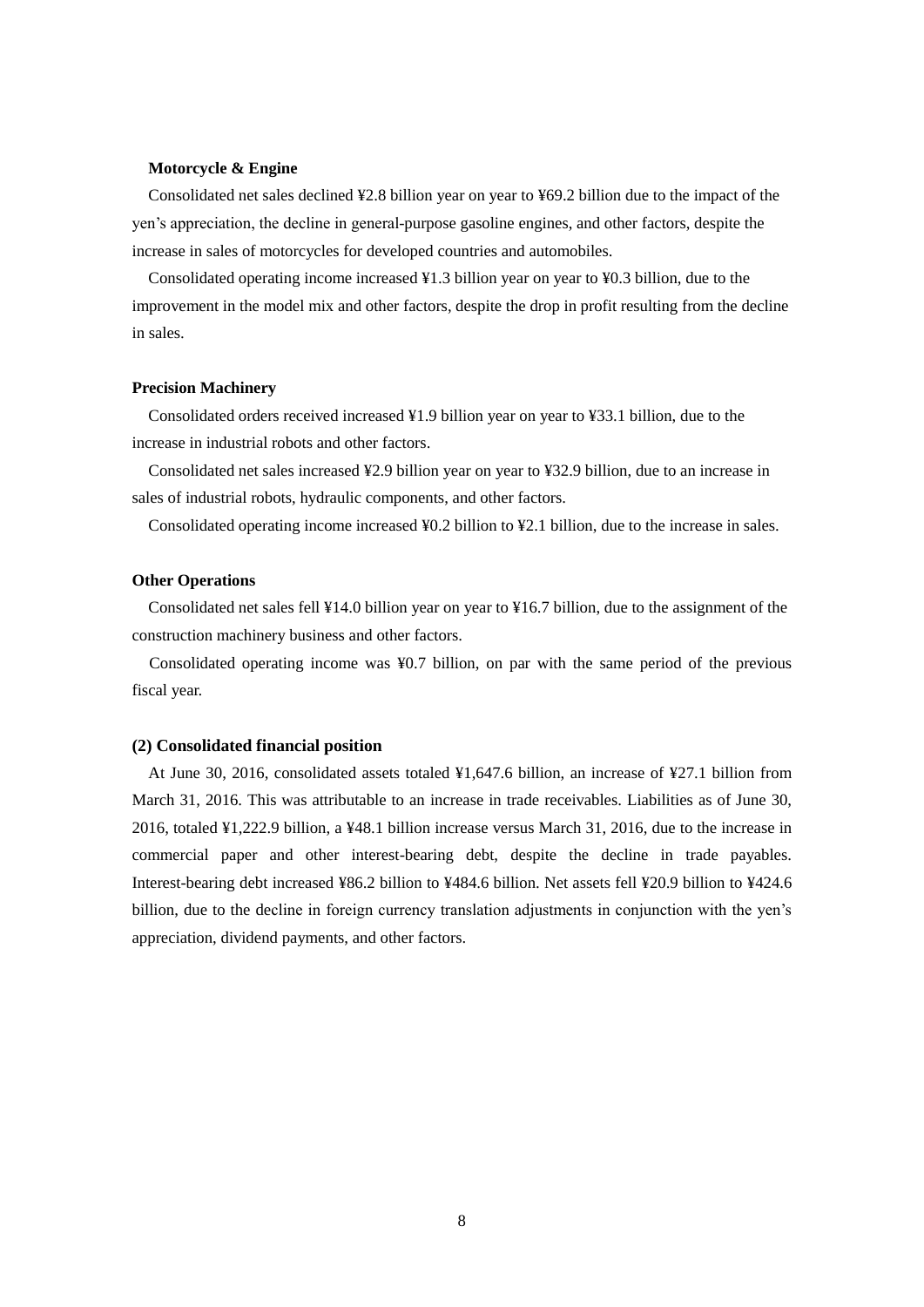**Motorcycle & Engine**

Consolidated net sales declined ¥2.8 billion year on year to ¥69.2 billion due to the impact of the yen's appreciation, the decline in general-purpose gasoline engines, and other factors, despite the increase in sales of motorcycles for developed countries and automobiles.

Consolidated operating income increased ¥1.3 billion year on year to ¥0.3 billion, due to the improvement in the model mix and other factors, despite the drop in profit resulting from the decline in sales.

**Precision Machinery**

Consolidated orders received increased ¥1.9 billion year on year to ¥33.1 billion, due to the increase in industrial robots and other factors.

Consolidated net sales increased ¥2.9 billion year on year to ¥32.9 billion, due to an increase in sales of industrial robots, hydraulic components, and other factors.

Consolidated operating income increased ¥0.2 billion to ¥2.1 billion, due to the increase in sales.

**Other Operations**

Consolidated net sales fell ¥14.0 billion year on year to ¥16.7 billion, due to the assignment of the construction machinery business and other factors.

Consolidated operating income was ¥0.7 billion, on par with the same period of the previous fiscal year.

**(2) Consolidated financial position**

At June 30, 2016, consolidated assets totaled ¥1,647.6 billion, an increase of ¥27.1 billion from March 31, 2016. This was attributable to an increase in trade receivables. Liabilities as of June 30, 2016, totaled ¥1,222.9 billion, a ¥48.1 billion increase versus March 31, 2016, due to the increase in commercial paper and other interest-bearing debt, despite the decline in trade payables. Interest-bearing debt increased ¥86.2 billion to ¥484.6 billion. Net assets fell ¥20.9 billion to ¥424.6 billion, due to the decline in foreign currency translation adjustments in conjunction with the yen's appreciation, dividend payments, and other factors.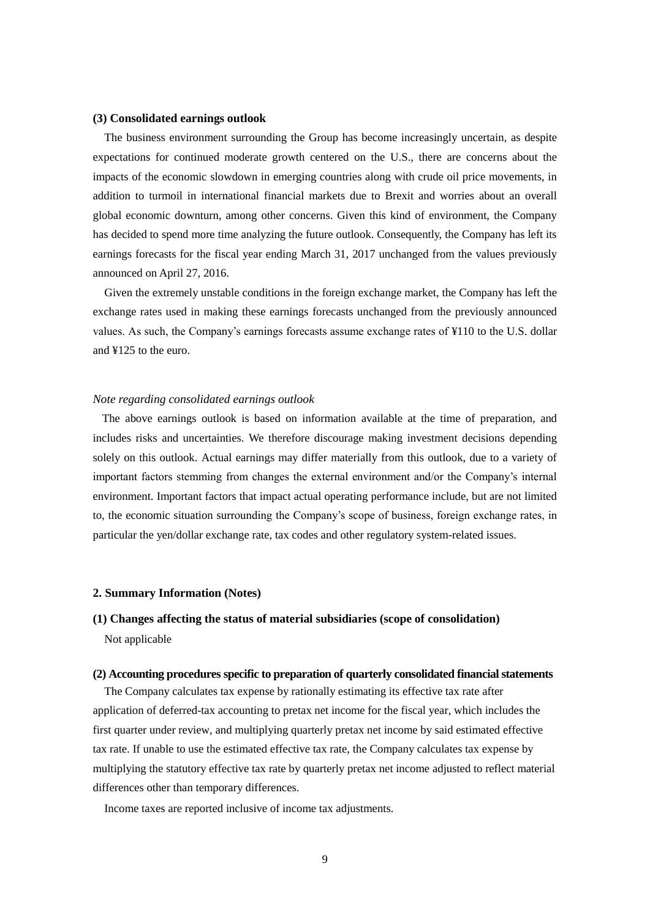### (3) Consolidated earnings outlook

The business environment surrounding the Group has become increasingly uncertain, as despite expectations for continued moderate growth centered on the U.S., there are concerns about the impacts of the economic slowdown in emerging countries along with crude oil price movements, in addition to turmoil in international financial markets due to Brexit and worries about an overall global economic downturn, among other concerns. Given this kind of environment, the Company has decided to spend more time analyzing the future outlook. Consequently, the Company has left its earnings forecasts for the fiscal year ending March 31, 2017 unchanged from the values previously announced on April 27, 2016.

Given the extremely unstable conditions in the foreign exchange market, the Company has left the exchange rates used in making these earnings forecasts unchanged from the previously announced values. As such, the Company's earnings forecasts assume exchange rates of ¥110 to the U.S. dollar and ¥125 to the euro.

*Note regarding consolidated earnings outlook*

The above earnings outlook is based on information available at the time of preparation, and includes risks and uncertainties. We therefore discourage making investment decisions depending solely on this outlook. Actual earnings may differ materially from this outlook, due to a variety of important factors stemming from changes the external environment and/or the Company's internal environment. Important factors that impact actual operating performance include, but are not limited to, the economic situation surrounding the Company's scope of business, foreign exchange rates, in particular the yen/dollar exchange rate, tax codes and other regulatory system-related issues.

## 2. Summary Information (Notes)

### (1) Changes affecting the status of material subsidiaries (scope of consolidation)

Not applicable

### (2) Accounting procedures specific to preparation of quarterly consolidated financial statements

The Company calculates tax expense by rationally estimating its effective tax rate after application of deferred-tax accounting to pretax net income for the fiscal year, which includes the first quarter under review, and multiplying quarterly pretax net income by said estimated effective tax rate. If unable to use the estimated effective tax rate, the Company calculates tax expense by multiplying the statutory effective tax rate by quarterly pretax net income adjusted to reflect material differences other than temporary differences.

Income taxes are reported inclusive of income tax adjustments.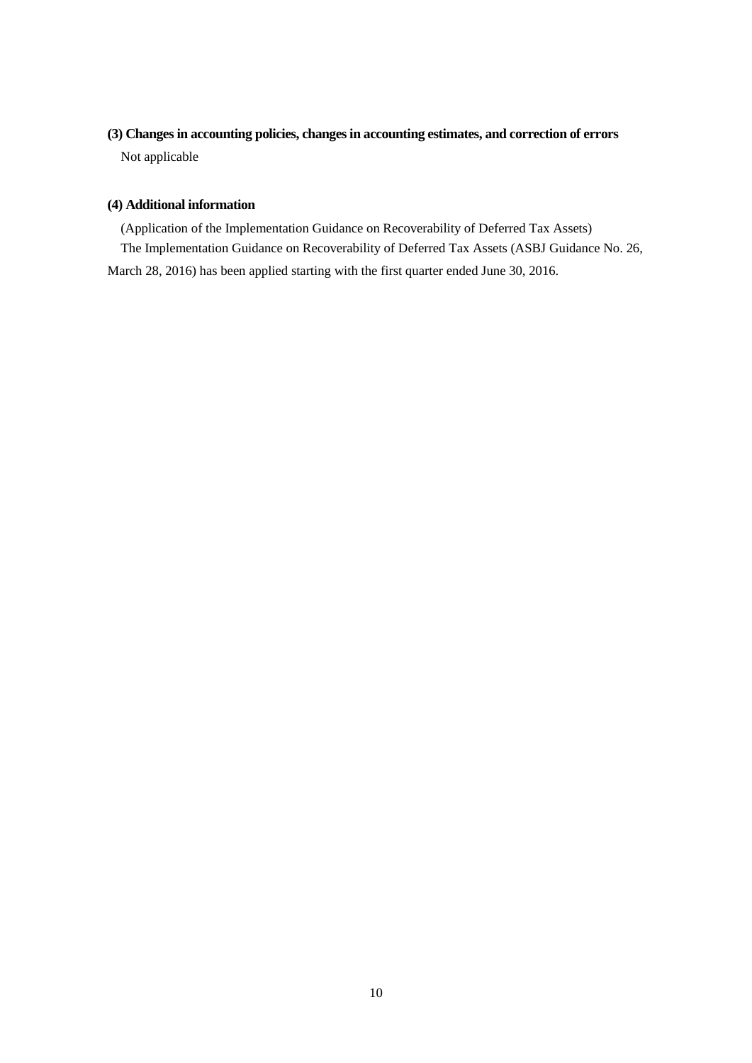### (3) Changes in accounting policies, changes in accounting estimates, and correction of errors

Not applicable

### (4) Additional information

(Application of the Implementation Guidance on Recoverability of Deferred Tax Assets)

The Implementation Guidance on Recoverability of Deferred Tax Assets (ASBJ Guidance No. 26, March 28, 2016) has been applied starting with the first quarter ended June 30, 2016.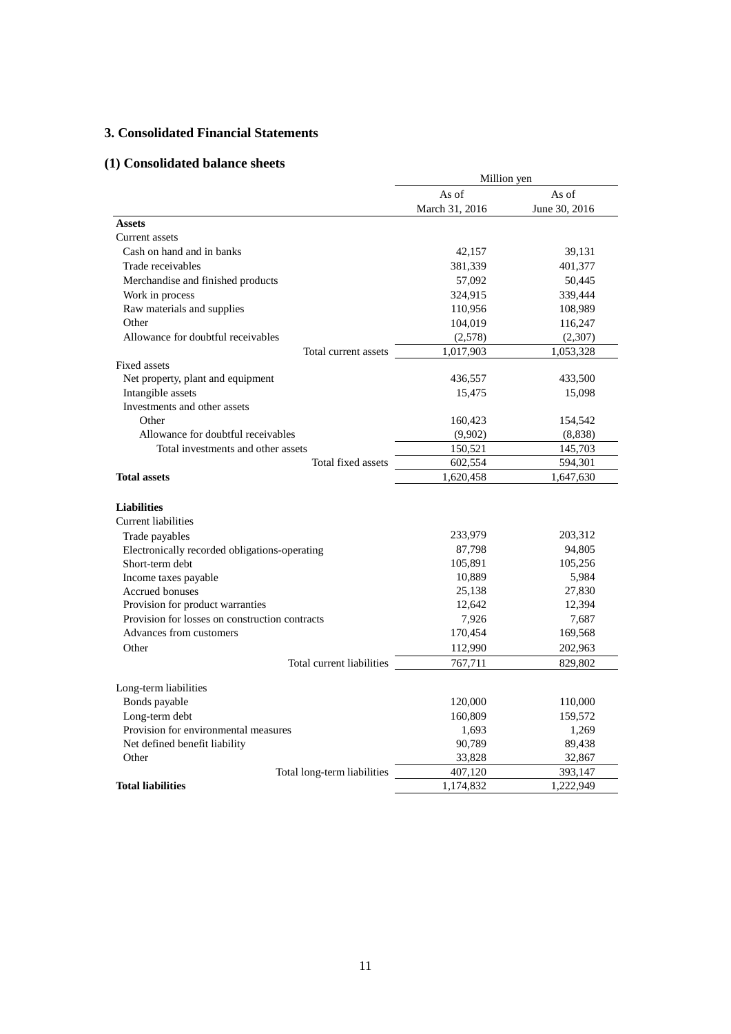## 3. Consolidated Financial Statements

### (1) Consolidated balance sheets

| | Million yen | |
|---|---|---|
| | As of March 31, 2016 | As of June 30, 2016 |
| **Assets** | | |
| Current assets | | |
| Cash on hand and in banks | 42,157 | 39,131 |
| Trade receivables | 381,339 | 401,377 |
| Merchandise and finished products | 57,092 | 50,445 |
| Work in process | 324,915 | 339,444 |
| Raw materials and supplies | 110,956 | 108,989 |
| Other | 104,019 | 116,247 |
| Allowance for doubtful receivables | (2,578) | (2,307) |
| Total current assets | 1,017,903 | 1,053,328 |
| Fixed assets | | |
| Net property, plant and equipment | 436,557 | 433,500 |
| Intangible assets | 15,475 | 15,098 |
| Investments and other assets | | |
| Other | 160,423 | 154,542 |
| Allowance for doubtful receivables | (9,902) | (8,838) |
| Total investments and other assets | 150,521 | 145,703 |
| Total fixed assets | 602,554 | 594,301 |
| **Total assets** | 1,620,458 | 1,647,630 |
| | | |
| **Liabilities** | | |
| Current liabilities | | |
| Trade payables | 233,979 | 203,312 |
| Electronically recorded obligations-operating | 87,798 | 94,805 |
| Short-term debt | 105,891 | 105,256 |
| Income taxes payable | 10,889 | 5,984 |
| Accrued bonuses | 25,138 | 27,830 |
| Provision for product warranties | 12,642 | 12,394 |
| Provision for losses on construction contracts | 7,926 | 7,687 |
| Advances from customers | 170,454 | 169,568 |
| Other | 112,990 | 202,963 |
| Total current liabilities | 767,711 | 829,802 |
| | | |
| Long-term liabilities | | |
| Bonds payable | 120,000 | 110,000 |
| Long-term debt | 160,809 | 159,572 |
| Provision for environmental measures | 1,693 | 1,269 |
| Net defined benefit liability | 90,789 | 89,438 |
| Other | 33,828 | 32,867 |
| Total long-term liabilities | 407,120 | 393,147 |
| **Total liabilities** | 1,174,832 | 1,222,949 |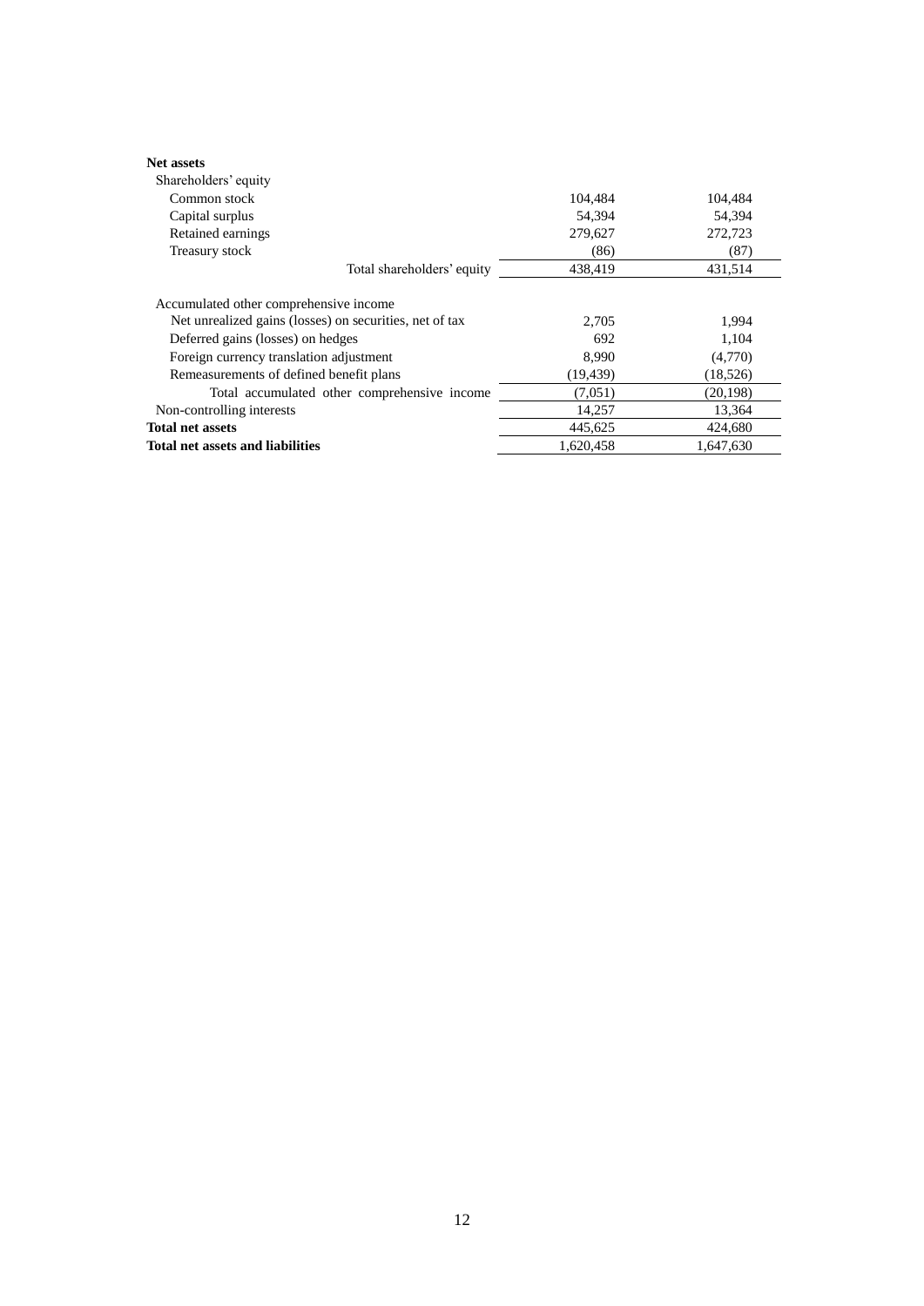| | | |
|---|---|---|
| **Net assets** | | |
| Shareholders' equity | | |
| Common stock | 104,484 | 104,484 |
| Capital surplus | 54,394 | 54,394 |
| Retained earnings | 279,627 | 272,723 |
| Treasury stock | (86) | (87) |
| Total shareholders' equity | 438,419 | 431,514 |
| Accumulated other comprehensive income | | |
| Net unrealized gains (losses) on securities, net of tax | 2,705 | 1,994 |
| Deferred gains (losses) on hedges | 692 | 1,104 |
| Foreign currency translation adjustment | 8,990 | (4,770) |
| Remeasurements of defined benefit plans | (19,439) | (18,526) |
| Total accumulated other comprehensive income | (7,051) | (20,198) |
| Non-controlling interests | 14,257 | 13,364 |
| **Total net assets** | 445,625 | 424,680 |
| **Total net assets and liabilities** | 1,620,458 | 1,647,630 |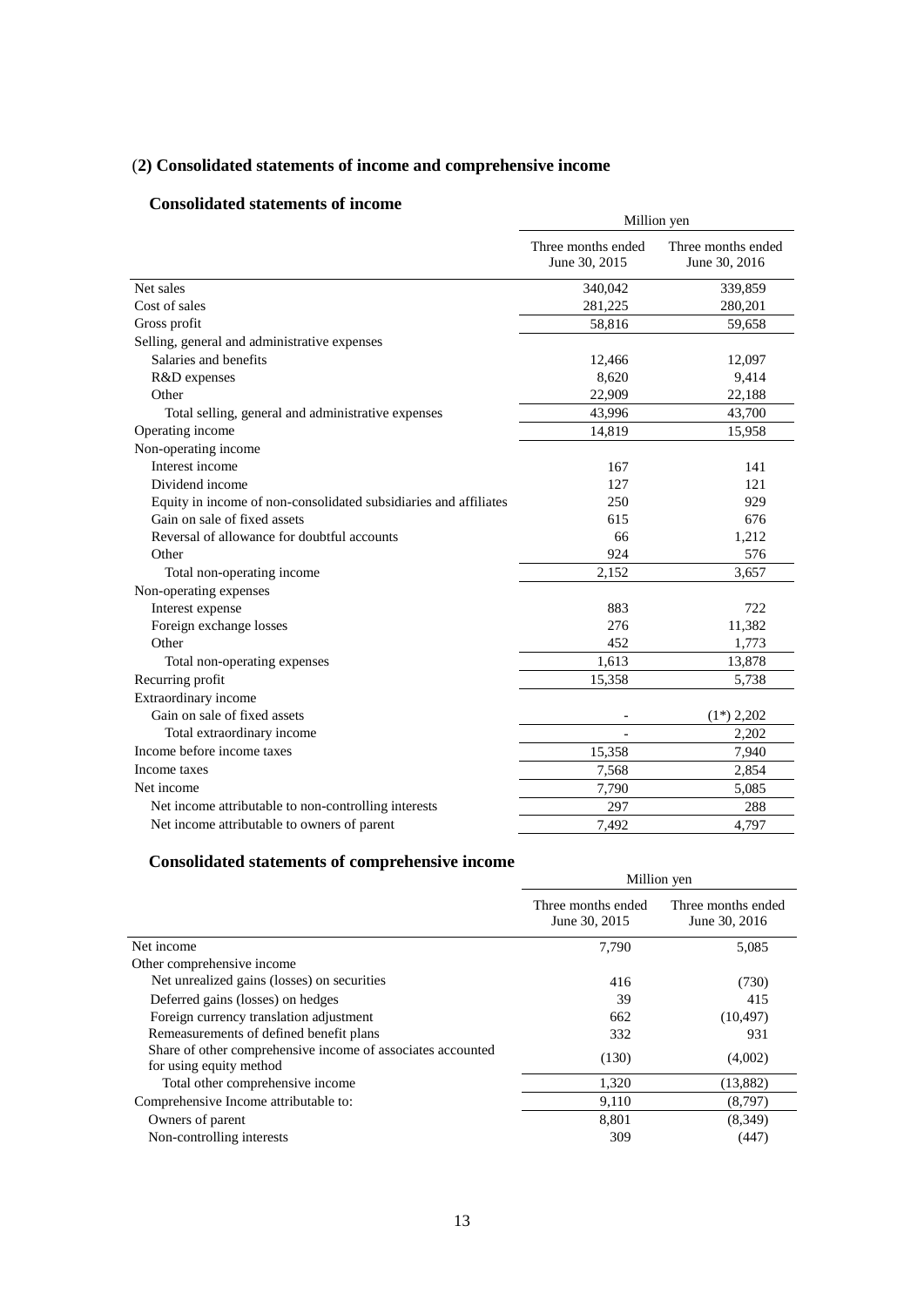## (2) Consolidated statements of income and comprehensive income

### Consolidated statements of income

| | Million yen | |
|---|---|---|
| | Three months ended June 30, 2015 | Three months ended June 30, 2016 |
| Net sales | 340,042 | 339,859 |
| Cost of sales | 281,225 | 280,201 |
| Gross profit | 58,816 | 59,658 |
| Selling, general and administrative expenses | | |
| Salaries and benefits | 12,466 | 12,097 |
| R&D expenses | 8,620 | 9,414 |
| Other | 22,909 | 22,188 |
| Total selling, general and administrative expenses | 43,996 | 43,700 |
| Operating income | 14,819 | 15,958 |
| Non-operating income | | |
| Interest income | 167 | 141 |
| Dividend income | 127 | 121 |
| Equity in income of non-consolidated subsidiaries and affiliates | 250 | 929 |
| Gain on sale of fixed assets | 615 | 676 |
| Reversal of allowance for doubtful accounts | 66 | 1,212 |
| Other | 924 | 576 |
| Total non-operating income | 2,152 | 3,657 |
| Non-operating expenses | | |
| Interest expense | 883 | 722 |
| Foreign exchange losses | 276 | 11,382 |
| Other | 452 | 1,773 |
| Total non-operating expenses | 1,613 | 13,878 |
| Recurring profit | 15,358 | 5,738 |
| Extraordinary income | | |
| Gain on sale of fixed assets | - | (1*) 2,202 |
| Total extraordinary income | - | 2,202 |
| Income before income taxes | 15,358 | 7,940 |
| Income taxes | 7,568 | 2,854 |
| Net income | 7,790 | 5,085 |
| Net income attributable to non-controlling interests | 297 | 288 |
| Net income attributable to owners of parent | 7,492 | 4,797 |

### Consolidated statements of comprehensive income

| | Million yen | |
|---|---|---|
| | Three months ended June 30, 2015 | Three months ended June 30, 2016 |
| Net income | 7,790 | 5,085 |
| Other comprehensive income | | |
| Net unrealized gains (losses) on securities | 416 | (730) |
| Deferred gains (losses) on hedges | 39 | 415 |
| Foreign currency translation adjustment | 662 | (10,497) |
| Remeasurements of defined benefit plans | 332 | 931 |
| Share of other comprehensive income of associates accounted for using equity method | (130) | (4,002) |
| Total other comprehensive income | 1,320 | (13,882) |
| Comprehensive Income attributable to: | 9,110 | (8,797) |
| Owners of parent | 8,801 | (8,349) |
| Non-controlling interests | 309 | (447) |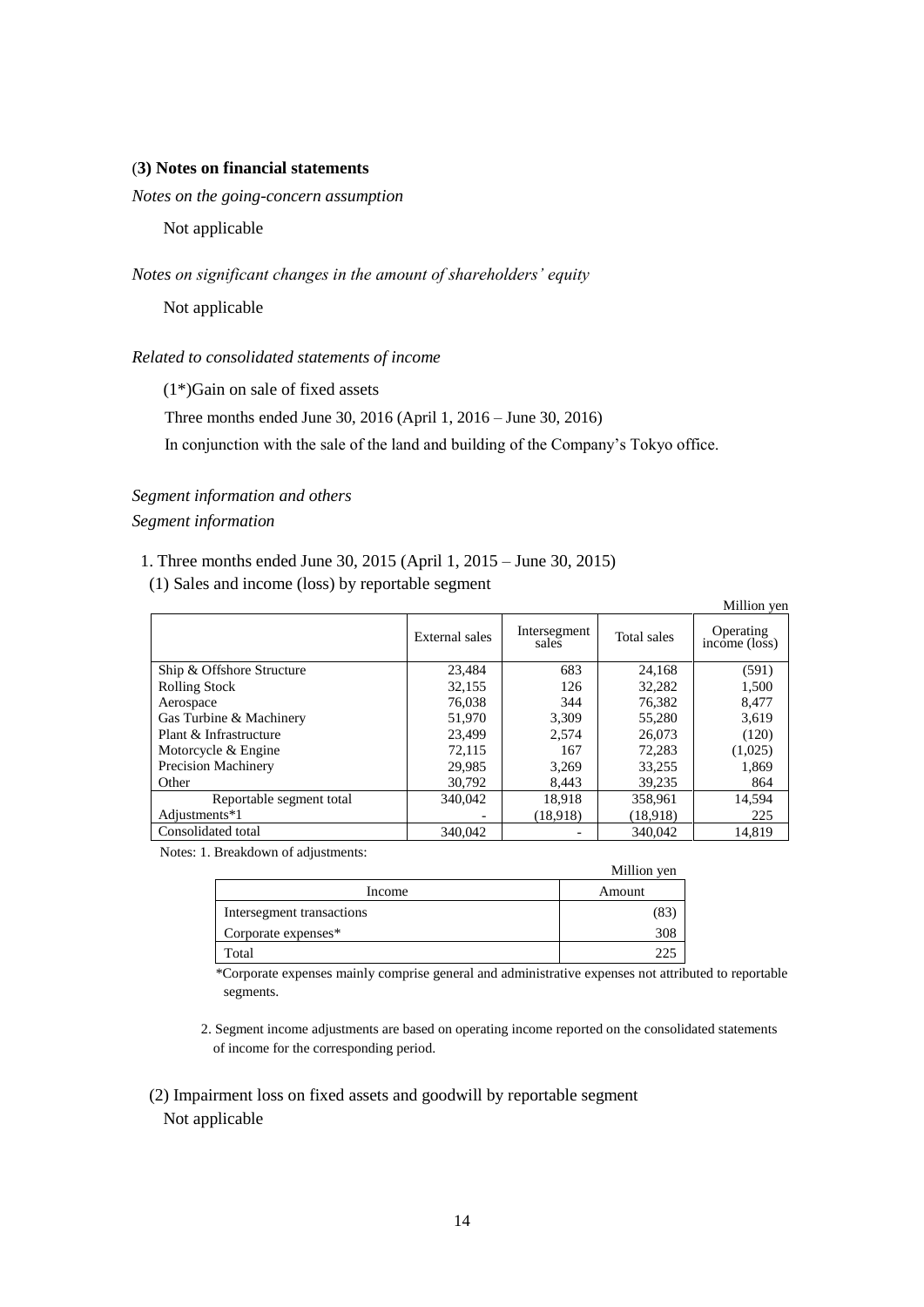### (3) Notes on financial statements

*Notes on the going-concern assumption*

Not applicable

*Notes on significant changes in the amount of shareholders' equity*

Not applicable

*Related to consolidated statements of income*

(1*)Gain on sale of fixed assets

Three months ended June 30, 2016 (April 1, 2016 – June 30, 2016)

In conjunction with the sale of the land and building of the Company's Tokyo office.

*Segment information and others*

*Segment information*

1. Three months ended June 30, 2015 (April 1, 2015 – June 30, 2015)

(1) Sales and income (loss) by reportable segment

Million yen

| | External sales | Intersegment sales | Total sales | Operating income (loss) |
|---|---|---|---|---|
| Ship & Offshore Structure | 23,484 | 683 | 24,168 | (591) |
| Rolling Stock | 32,155 | 126 | 32,282 | 1,500 |
| Aerospace | 76,038 | 344 | 76,382 | 8,477 |
| Gas Turbine & Machinery | 51,970 | 3,309 | 55,280 | 3,619 |
| Plant & Infrastructure | 23,499 | 2,574 | 26,073 | (120) |
| Motorcycle & Engine | 72,115 | 167 | 72,283 | (1,025) |
| Precision Machinery | 29,985 | 3,269 | 33,255 | 1,869 |
| Other | 30,792 | 8,443 | 39,235 | 864 |
| Reportable segment total | 340,042 | 18,918 | 358,961 | 14,594 |
| Adjustments*1 | - | (18,918) | (18,918) | 225 |
| Consolidated total | 340,042 | - | 340,042 | 14,819 |

Notes: 1. Breakdown of adjustments:

Million yen

| Income | Amount |
|---|---|
| Intersegment transactions | (83) |
| Corporate expenses* | 308 |
| Total | 225 |

*Corporate expenses mainly comprise general and administrative expenses not attributed to reportable segments.

2. Segment income adjustments are based on operating income reported on the consolidated statements of income for the corresponding period.

(2) Impairment loss on fixed assets and goodwill by reportable segment

Not applicable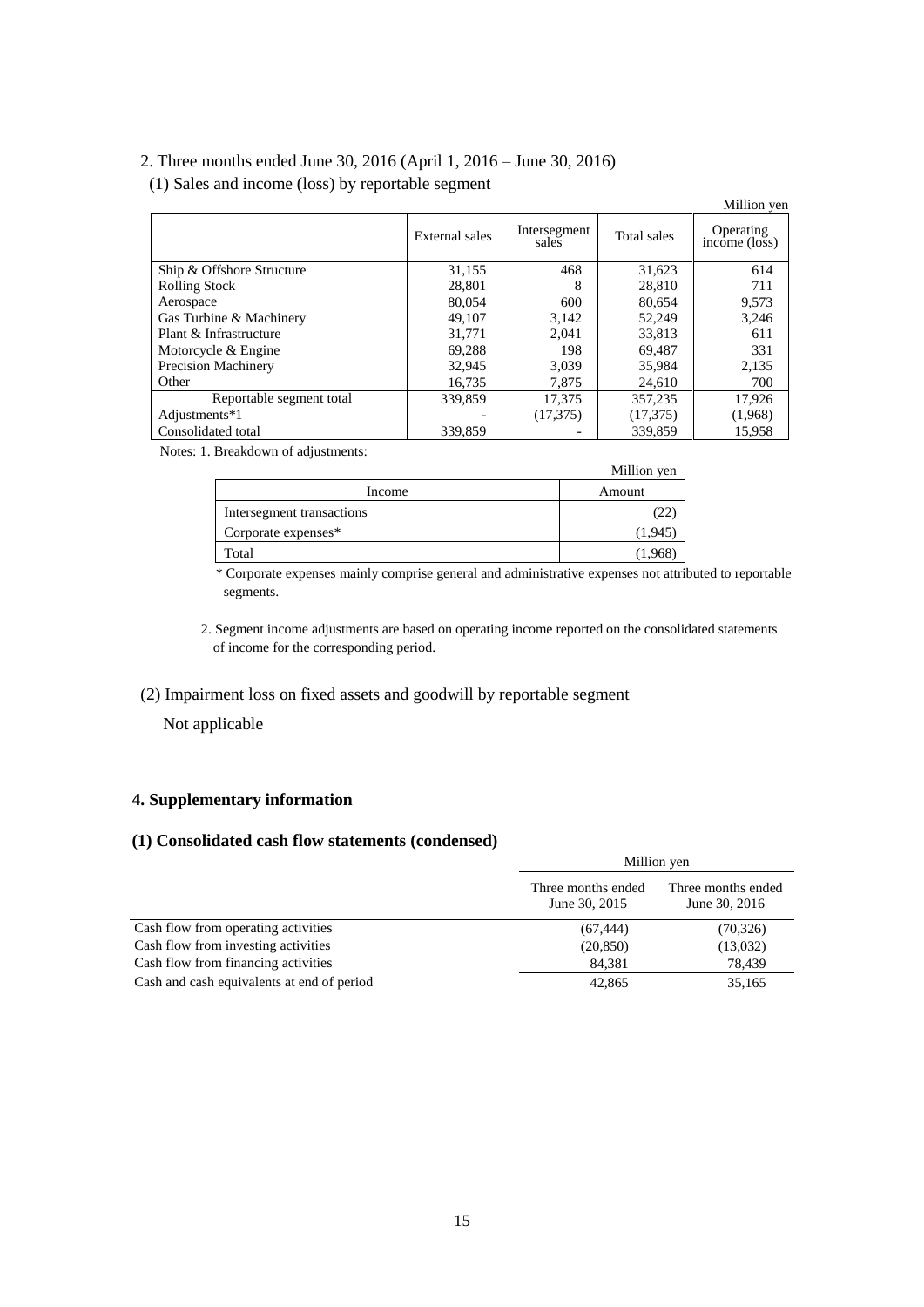2. Three months ended June 30, 2016 (April 1, 2016 – June 30, 2016)

(1) Sales and income (loss) by reportable segment

Million yen

| | External sales | Intersegment sales | Total sales | Operating income (loss) |
|---|---|---|---|---|
| Ship & Offshore Structure | 31,155 | 468 | 31,623 | 614 |
| Rolling Stock | 28,801 | 8 | 28,810 | 711 |
| Aerospace | 80,054 | 600 | 80,654 | 9,573 |
| Gas Turbine & Machinery | 49,107 | 3,142 | 52,249 | 3,246 |
| Plant & Infrastructure | 31,771 | 2,041 | 33,813 | 611 |
| Motorcycle & Engine | 69,288 | 198 | 69,487 | 331 |
| Precision Machinery | 32,945 | 3,039 | 35,984 | 2,135 |
| Other | 16,735 | 7,875 | 24,610 | 700 |
| Reportable segment total | 339,859 | 17,375 | 357,235 | 17,926 |
| Adjustments*1 | - | (17,375) | (17,375) | (1,968) |
| Consolidated total | 339,859 | - | 339,859 | 15,958 |

Notes: 1. Breakdown of adjustments:

Million yen

| Income | Amount |
|---|---|
| Intersegment transactions | (22) |
| Corporate expenses* | (1,945) |
| Total | (1,968) |

\* Corporate expenses mainly comprise general and administrative expenses not attributed to reportable segments.

2. Segment income adjustments are based on operating income reported on the consolidated statements of income for the corresponding period.

(2) Impairment loss on fixed assets and goodwill by reportable segment

Not applicable

### 4. Supplementary information

#### (1) Consolidated cash flow statements (condensed)

Million yen

| | Three months ended June 30, 2015 | Three months ended June 30, 2016 |
|---|---|---|
| Cash flow from operating activities | (67,444) | (70,326) |
| Cash flow from investing activities | (20,850) | (13,032) |
| Cash flow from financing activities | 84,381 | 78,439 |
| Cash and cash equivalents at end of period | 42,865 | 35,165 |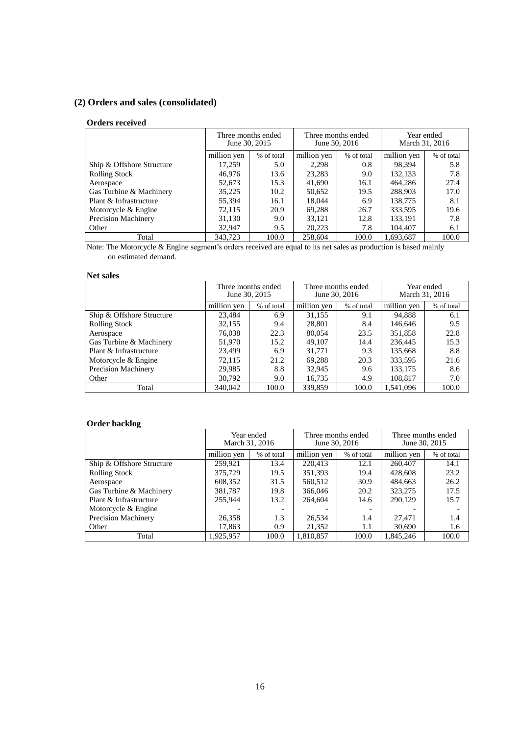## (2) Orders and sales (consolidated)

### Orders received

| | Three months ended June 30, 2015 | | Three months ended June 30, 2016 | | Year ended March 31, 2016 | |
|---|---|---|---|---|---|---|
| | million yen | % of total | million yen | % of total | million yen | % of total |
| Ship & Offshore Structure | 17,259 | 5.0 | 2,298 | 0.8 | 98,394 | 5.8 |
| Rolling Stock | 46,976 | 13.6 | 23,283 | 9.0 | 132,133 | 7.8 |
| Aerospace | 52,673 | 15.3 | 41,690 | 16.1 | 464,286 | 27.4 |
| Gas Turbine & Machinery | 35,225 | 10.2 | 50,652 | 19.5 | 288,903 | 17.0 |
| Plant & Infrastructure | 55,394 | 16.1 | 18,044 | 6.9 | 138,775 | 8.1 |
| Motorcycle & Engine | 72,115 | 20.9 | 69,288 | 26.7 | 333,595 | 19.6 |
| Precision Machinery | 31,130 | 9.0 | 33,121 | 12.8 | 133,191 | 7.8 |
| Other | 32,947 | 9.5 | 20,223 | 7.8 | 104,407 | 6.1 |
| Total | 343,723 | 100.0 | 258,604 | 100.0 | 1,693,687 | 100.0 |

Note: The Motorcycle & Engine segment's orders received are equal to its net sales as production is based mainly on estimated demand.

### Net sales

| | Three months ended June 30, 2015 | | Three months ended June 30, 2016 | | Year ended March 31, 2016 | |
|---|---|---|---|---|---|---|
| | million yen | % of total | million yen | % of total | million yen | % of total |
| Ship & Offshore Structure | 23,484 | 6.9 | 31,155 | 9.1 | 94,888 | 6.1 |
| Rolling Stock | 32,155 | 9.4 | 28,801 | 8.4 | 146,646 | 9.5 |
| Aerospace | 76,038 | 22.3 | 80,054 | 23.5 | 351,858 | 22.8 |
| Gas Turbine & Machinery | 51,970 | 15.2 | 49,107 | 14.4 | 236,445 | 15.3 |
| Plant & Infrastructure | 23,499 | 6.9 | 31,771 | 9.3 | 135,668 | 8.8 |
| Motorcycle & Engine | 72,115 | 21.2 | 69,288 | 20.3 | 333,595 | 21.6 |
| Precision Machinery | 29,985 | 8.8 | 32,945 | 9.6 | 133,175 | 8.6 |
| Other | 30,792 | 9.0 | 16,735 | 4.9 | 108,817 | 7.0 |
| Total | 340,042 | 100.0 | 339,859 | 100.0 | 1,541,096 | 100.0 |

### Order backlog

| | Year ended March 31, 2016 | | Three months ended June 30, 2016 | | Three months ended June 30, 2015 | |
|---|---|---|---|---|---|---|
| | million yen | % of total | million yen | % of total | million yen | % of total |
| Ship & Offshore Structure | 259,921 | 13.4 | 220,413 | 12.1 | 260,407 | 14.1 |
| Rolling Stock | 375,729 | 19.5 | 351,393 | 19.4 | 428,608 | 23.2 |
| Aerospace | 608,352 | 31.5 | 560,512 | 30.9 | 484,663 | 26.2 |
| Gas Turbine & Machinery | 381,787 | 19.8 | 366,046 | 20.2 | 323,275 | 17.5 |
| Plant & Infrastructure | 255,944 | 13.2 | 264,604 | 14.6 | 290,129 | 15.7 |
| Motorcycle & Engine | - | - | - | - | - | - |
| Precision Machinery | 26,358 | 1.3 | 26,534 | 1.4 | 27,471 | 1.4 |
| Other | 17,863 | 0.9 | 21,352 | 1.1 | 30,690 | 1.6 |
| Total | 1,925,957 | 100.0 | 1,810,857 | 100.0 | 1,845,246 | 100.0 |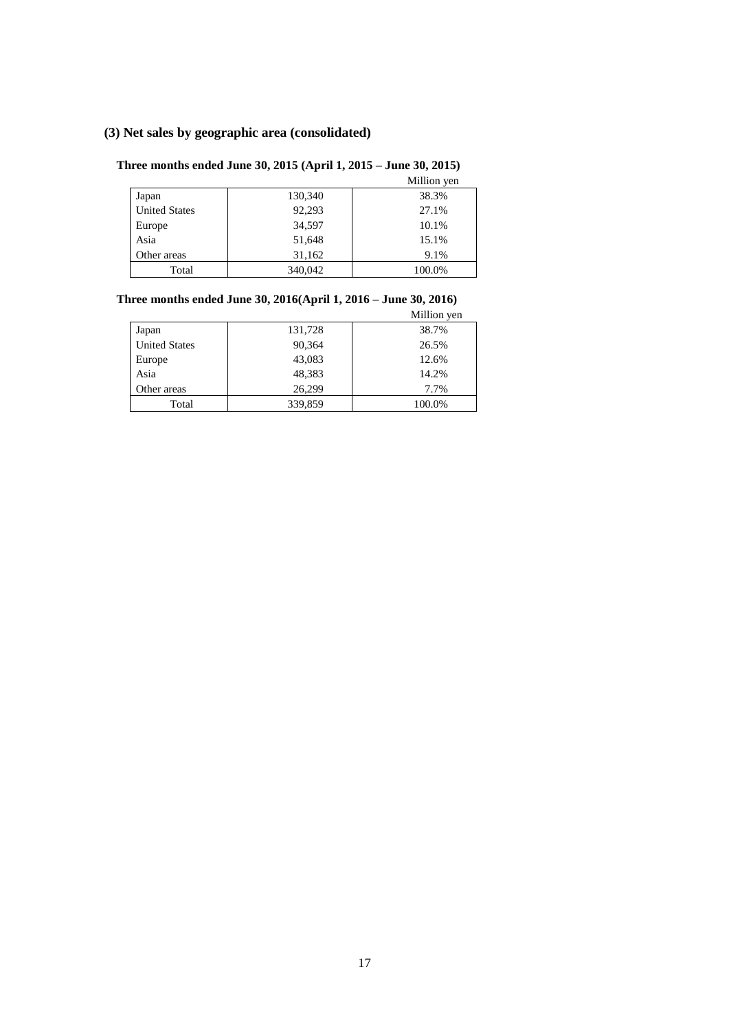### (3) Net sales by geographic area (consolidated)

**Three months ended June 30, 2015 (April 1, 2015 – June 30, 2015)**

Million yen

| | | |
|---|---|---|
| Japan | 130,340 | 38.3% |
| United States | 92,293 | 27.1% |
| Europe | 34,597 | 10.1% |
| Asia | 51,648 | 15.1% |
| Other areas | 31,162 | 9.1% |
| Total | 340,042 | 100.0% |

**Three months ended June 30, 2016(April 1, 2016 – June 30, 2016)**

Million yen

| | | |
|---|---|---|
| Japan | 131,728 | 38.7% |
| United States | 90,364 | 26.5% |
| Europe | 43,083 | 12.6% |
| Asia | 48,383 | 14.2% |
| Other areas | 26,299 | 7.7% |
| Total | 339,859 | 100.0% |